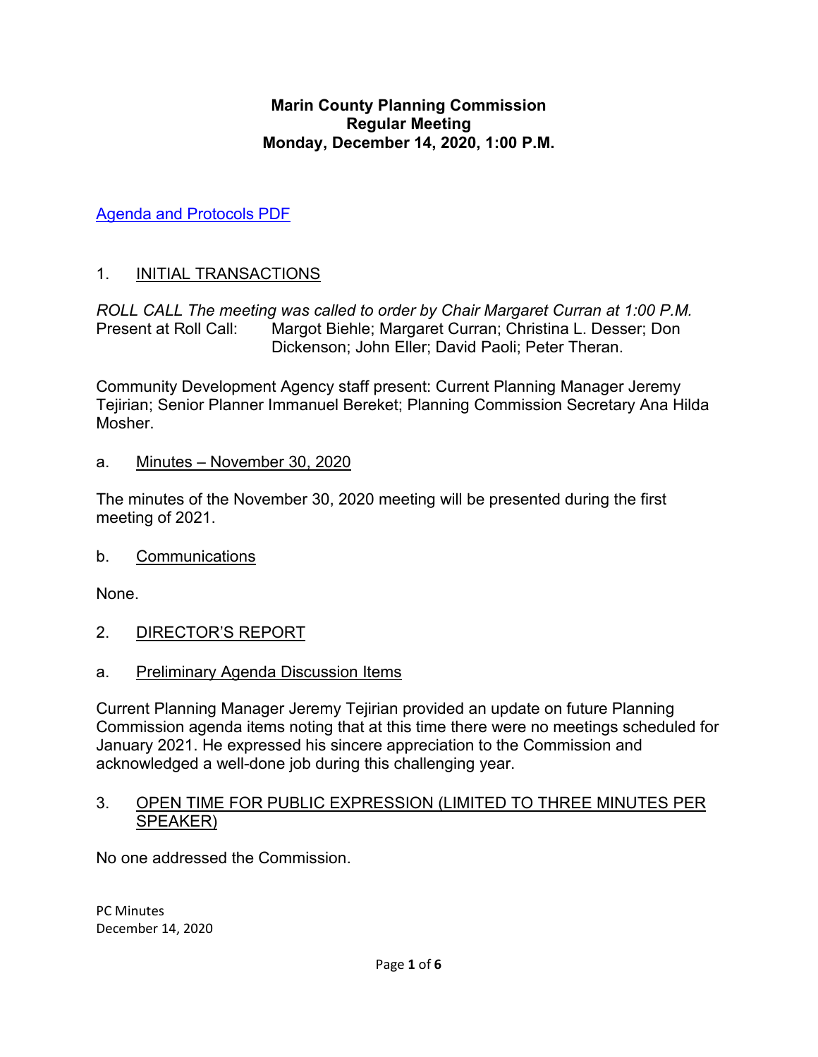**Marin County Planning Commission**
**Regular Meeting**
**Monday, December 14, 2020, 1:00 P.M.**

[Agenda and Protocols PDF]

1. INITIAL TRANSACTIONS

*ROLL CALL The meeting was called to order by Chair Margaret Curran at 1:00 P.M.*
Present at Roll Call: Margot Biehle; Margaret Curran; Christina L. Desser; Don Dickenson; John Eller; David Paoli; Peter Theran.

Community Development Agency staff present: Current Planning Manager Jeremy Tejirian; Senior Planner Immanuel Bereket; Planning Commission Secretary Ana Hilda Mosher.

a. Minutes – November 30, 2020

The minutes of the November 30, 2020 meeting will be presented during the first meeting of 2021.

b. Communications

None.

2. DIRECTOR'S REPORT

a. Preliminary Agenda Discussion Items

Current Planning Manager Jeremy Tejirian provided an update on future Planning Commission agenda items noting that at this time there were no meetings scheduled for January 2021. He expressed his sincere appreciation to the Commission and acknowledged a well-done job during this challenging year.

3. OPEN TIME FOR PUBLIC EXPRESSION (LIMITED TO THREE MINUTES PER SPEAKER)

No one addressed the Commission.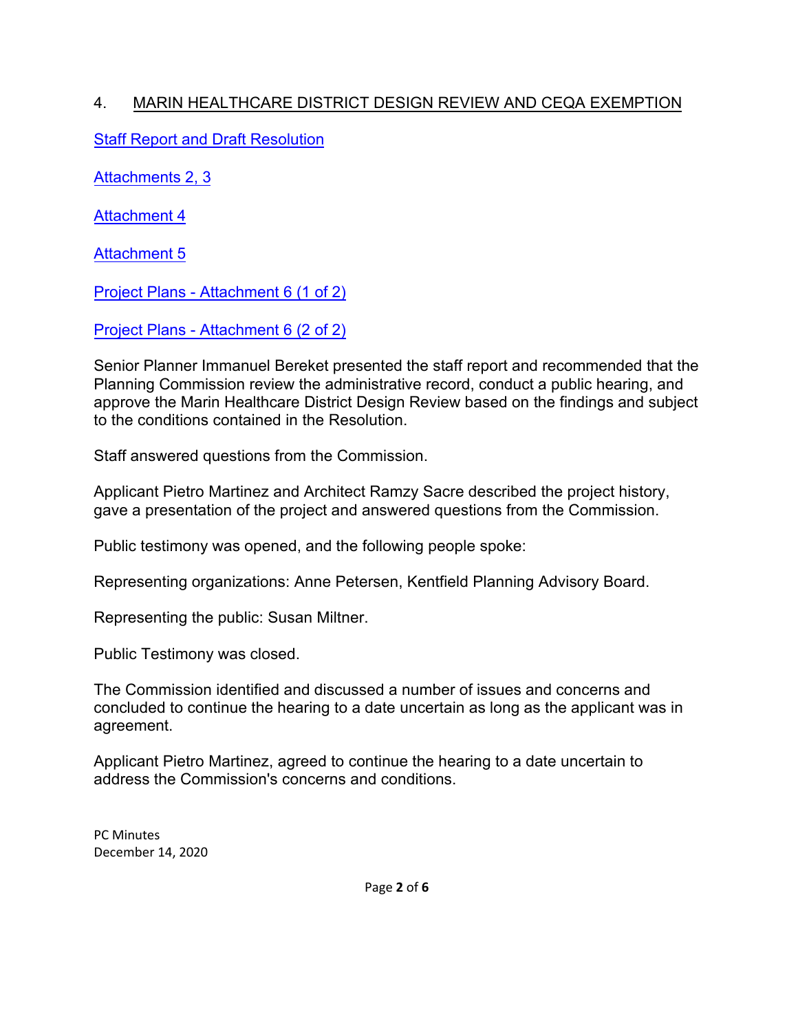4. MARIN HEALTHCARE DISTRICT DESIGN REVIEW AND CEQA EXEMPTION

Staff Report and Draft Resolution

Attachments 2, 3

Attachment 4

Attachment 5

Project Plans - Attachment 6 (1 of 2)

Project Plans - Attachment 6 (2 of 2)

Senior Planner Immanuel Bereket presented the staff report and recommended that the Planning Commission review the administrative record, conduct a public hearing, and approve the Marin Healthcare District Design Review based on the findings and subject to the conditions contained in the Resolution.

Staff answered questions from the Commission.

Applicant Pietro Martinez and Architect Ramzy Sacre described the project history, gave a presentation of the project and answered questions from the Commission.

Public testimony was opened, and the following people spoke:

Representing organizations: Anne Petersen, Kentfield Planning Advisory Board.

Representing the public: Susan Miltner.

Public Testimony was closed.

The Commission identified and discussed a number of issues and concerns and concluded to continue the hearing to a date uncertain as long as the applicant was in agreement.

Applicant Pietro Martinez, agreed to continue the hearing to a date uncertain to address the Commission's concerns and conditions.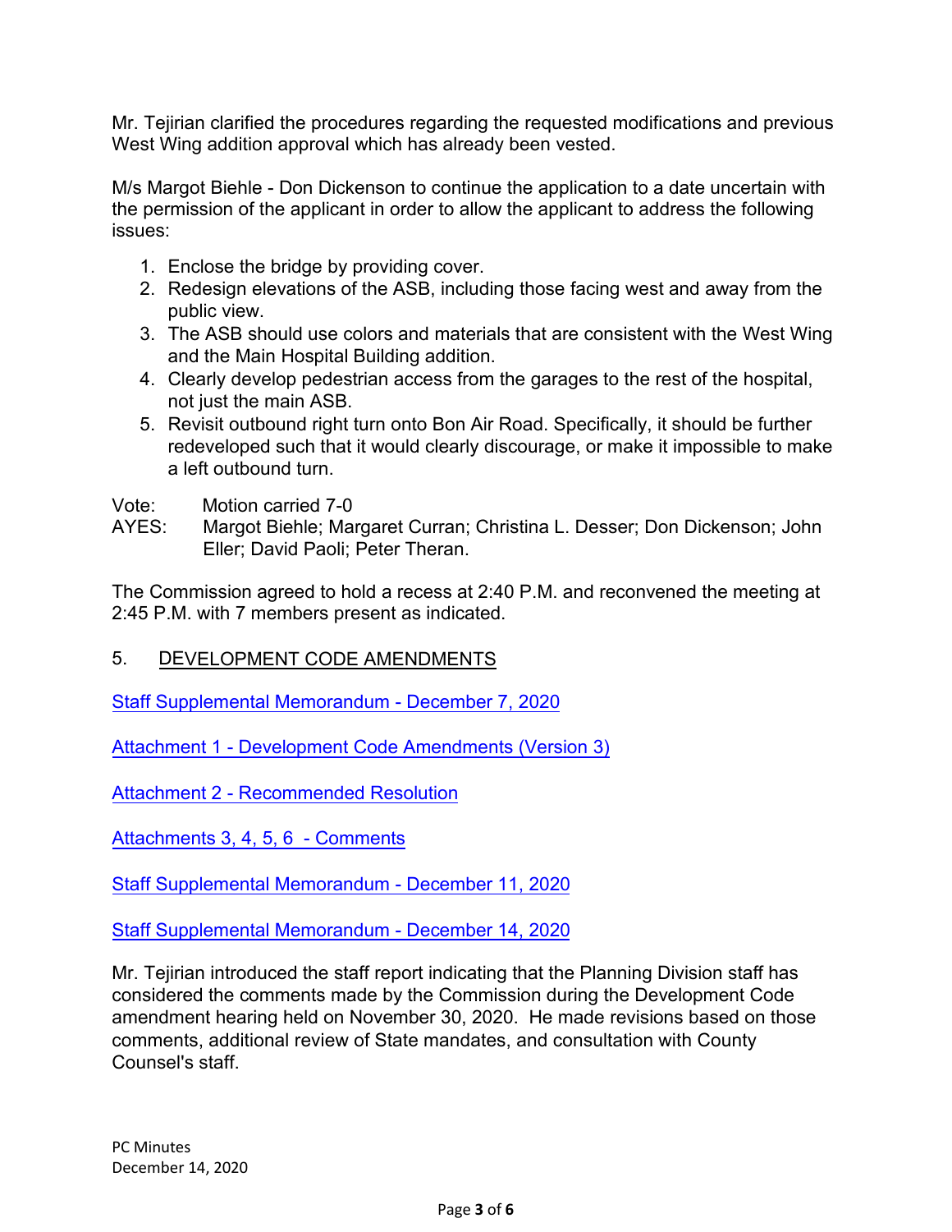Mr. Tejirian clarified the procedures regarding the requested modifications and previous West Wing addition approval which has already been vested.

M/s Margot Biehle - Don Dickenson to continue the application to a date uncertain with the permission of the applicant in order to allow the applicant to address the following issues:

1. Enclose the bridge by providing cover.
2. Redesign elevations of the ASB, including those facing west and away from the public view.
3. The ASB should use colors and materials that are consistent with the West Wing and the Main Hospital Building addition.
4. Clearly develop pedestrian access from the garages to the rest of the hospital, not just the main ASB.
5. Revisit outbound right turn onto Bon Air Road. Specifically, it should be further redeveloped such that it would clearly discourage, or make it impossible to make a left outbound turn.

Vote: Motion carried 7-0
AYES: Margot Biehle; Margaret Curran; Christina L. Desser; Don Dickenson; John Eller; David Paoli; Peter Theran.

The Commission agreed to hold a recess at 2:40 P.M. and reconvened the meeting at 2:45 P.M. with 7 members present as indicated.

5. <u>DEVELOPMENT CODE AMENDMENTS</u>

Staff Supplemental Memorandum - December 7, 2020

Attachment 1 - Development Code Amendments (Version 3)

Attachment 2 - Recommended Resolution

Attachments 3, 4, 5, 6 - Comments

Staff Supplemental Memorandum - December 11, 2020

Staff Supplemental Memorandum - December 14, 2020

Mr. Tejirian introduced the staff report indicating that the Planning Division staff has considered the comments made by the Commission during the Development Code amendment hearing held on November 30, 2020. He made revisions based on those comments, additional review of State mandates, and consultation with County Counsel's staff.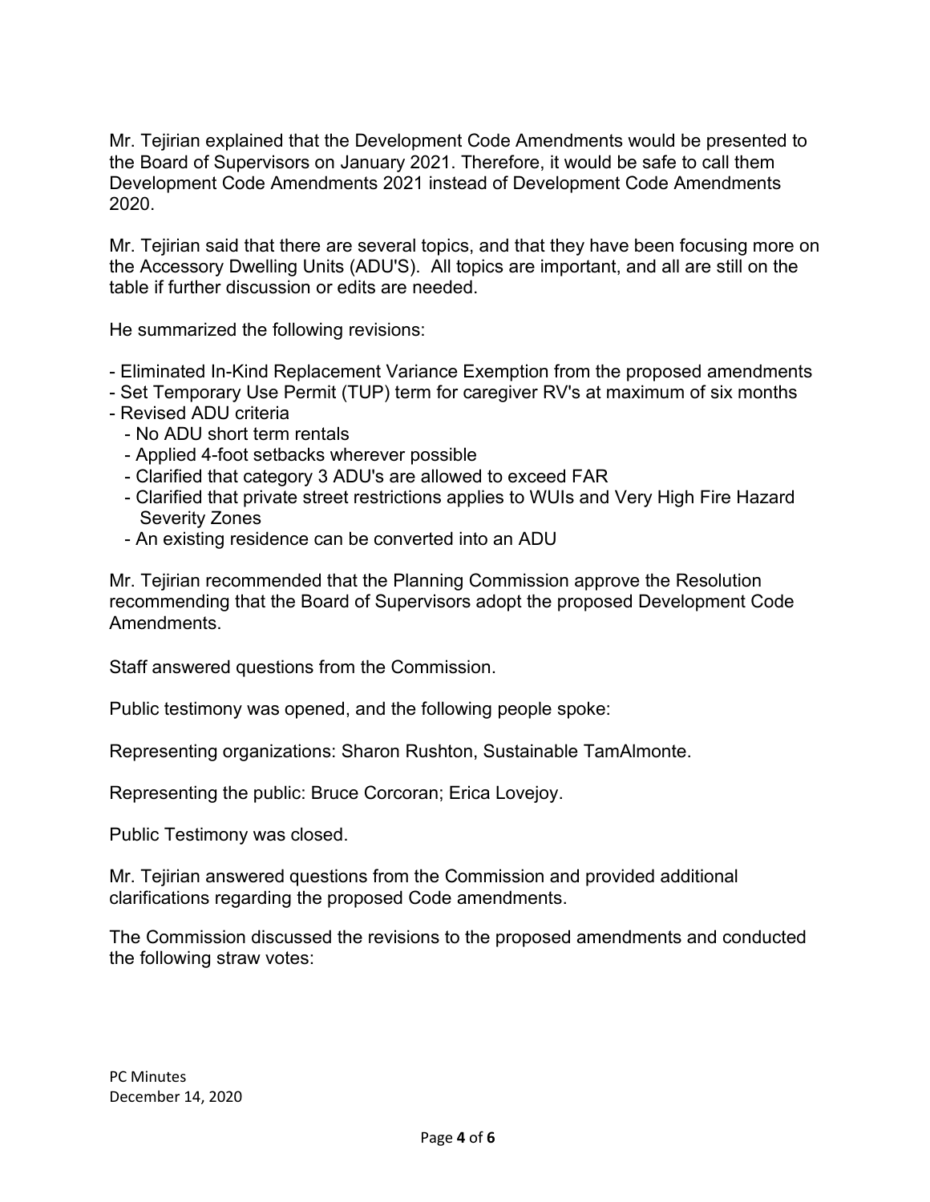Mr. Tejirian explained that the Development Code Amendments would be presented to the Board of Supervisors on January 2021. Therefore, it would be safe to call them Development Code Amendments 2021 instead of Development Code Amendments 2020.

Mr. Tejirian said that there are several topics, and that they have been focusing more on the Accessory Dwelling Units (ADU'S). All topics are important, and all are still on the table if further discussion or edits are needed.

He summarized the following revisions:

- Eliminated In-Kind Replacement Variance Exemption from the proposed amendments
- Set Temporary Use Permit (TUP) term for caregiver RV's at maximum of six months
- Revised ADU criteria
  - No ADU short term rentals
  - Applied 4-foot setbacks wherever possible
  - Clarified that category 3 ADU's are allowed to exceed FAR
  - Clarified that private street restrictions applies to WUIs and Very High Fire Hazard Severity Zones
  - An existing residence can be converted into an ADU

Mr. Tejirian recommended that the Planning Commission approve the Resolution recommending that the Board of Supervisors adopt the proposed Development Code Amendments.

Staff answered questions from the Commission.

Public testimony was opened, and the following people spoke:

Representing organizations: Sharon Rushton, Sustainable TamAlmonte.

Representing the public: Bruce Corcoran; Erica Lovejoy.

Public Testimony was closed.

Mr. Tejirian answered questions from the Commission and provided additional clarifications regarding the proposed Code amendments.

The Commission discussed the revisions to the proposed amendments and conducted the following straw votes: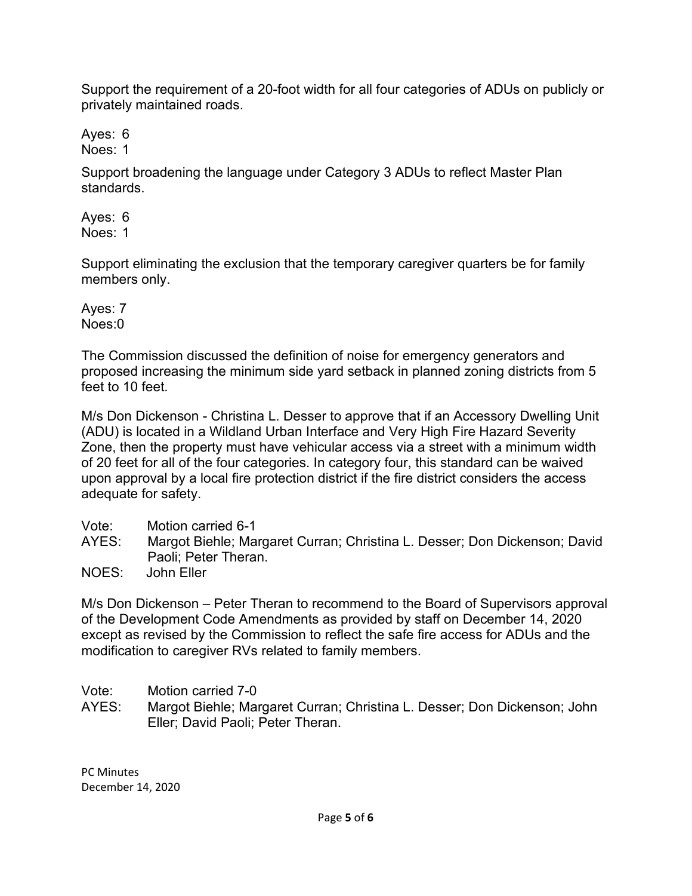Support the requirement of a 20-foot width for all four categories of ADUs on publicly or privately maintained roads.

Ayes: 6
Noes: 1

Support broadening the language under Category 3 ADUs to reflect Master Plan standards.

Ayes: 6
Noes: 1

Support eliminating the exclusion that the temporary caregiver quarters be for family members only.

Ayes: 7
Noes:0

The Commission discussed the definition of noise for emergency generators and proposed increasing the minimum side yard setback in planned zoning districts from 5 feet to 10 feet.

M/s Don Dickenson - Christina L. Desser to approve that if an Accessory Dwelling Unit (ADU) is located in a Wildland Urban Interface and Very High Fire Hazard Severity Zone, then the property must have vehicular access via a street with a minimum width of 20 feet for all of the four categories. In category four, this standard can be waived upon approval by a local fire protection district if the fire district considers the access adequate for safety.

Vote: Motion carried 6-1
AYES: Margot Biehle; Margaret Curran; Christina L. Desser; Don Dickenson; David Paoli; Peter Theran.
NOES: John Eller

M/s Don Dickenson – Peter Theran to recommend to the Board of Supervisors approval of the Development Code Amendments as provided by staff on December 14, 2020 except as revised by the Commission to reflect the safe fire access for ADUs and the modification to caregiver RVs related to family members.

Vote: Motion carried 7-0
AYES: Margot Biehle; Margaret Curran; Christina L. Desser; Don Dickenson; John Eller; David Paoli; Peter Theran.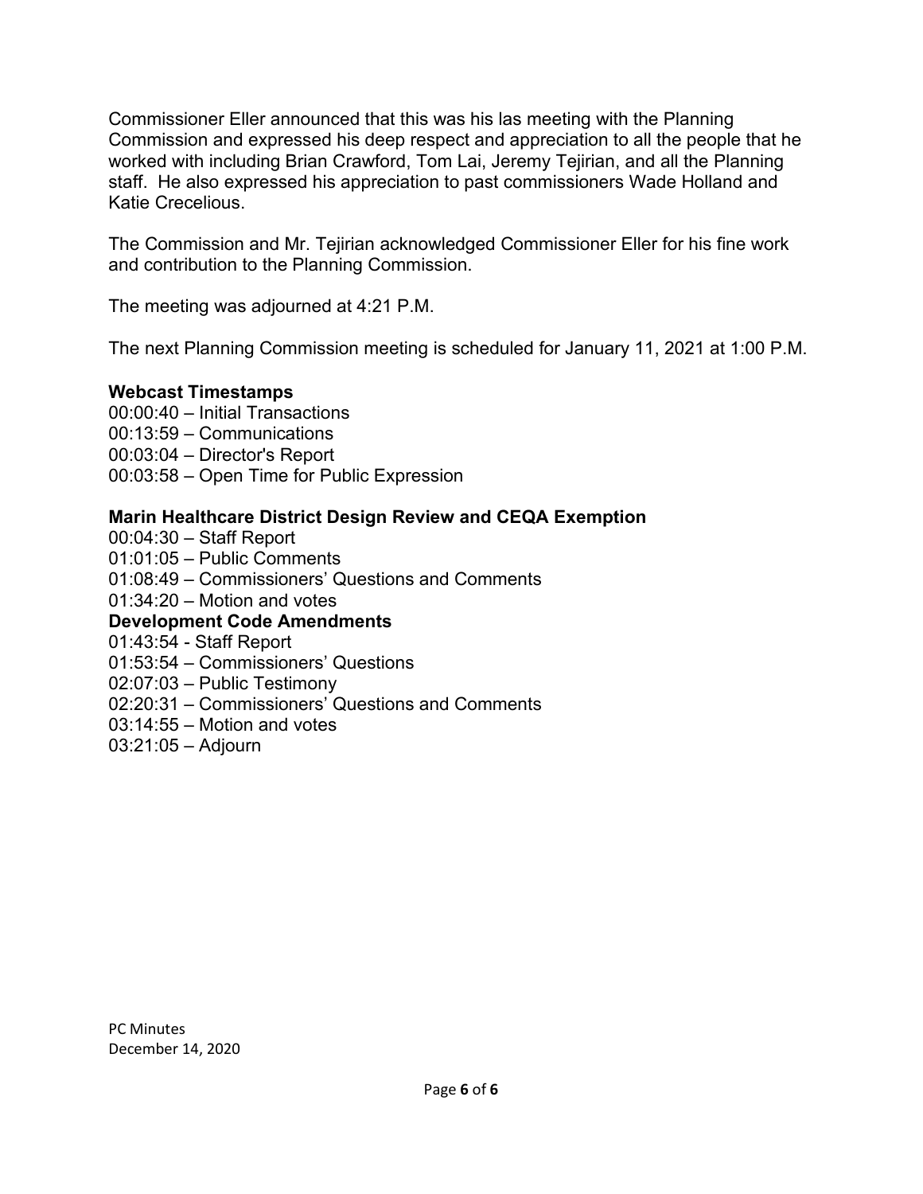Commissioner Eller announced that this was his las meeting with the Planning Commission and expressed his deep respect and appreciation to all the people that he worked with including Brian Crawford, Tom Lai, Jeremy Tejirian, and all the Planning staff. He also expressed his appreciation to past commissioners Wade Holland and Katie Crecelious.

The Commission and Mr. Tejirian acknowledged Commissioner Eller for his fine work and contribution to the Planning Commission.

The meeting was adjourned at 4:21 P.M.

The next Planning Commission meeting is scheduled for January 11, 2021 at 1:00 P.M.

**Webcast Timestamps**

00:00:40 – Initial Transactions
00:13:59 – Communications
00:03:04 – Director's Report
00:03:58 – Open Time for Public Expression

**Marin Healthcare District Design Review and CEQA Exemption**

00:04:30 – Staff Report
01:01:05 – Public Comments
01:08:49 – Commissioners' Questions and Comments
01:34:20 – Motion and votes

**Development Code Amendments**

01:43:54 - Staff Report
01:53:54 – Commissioners' Questions
02:07:03 – Public Testimony
02:20:31 – Commissioners' Questions and Comments
03:14:55 – Motion and votes
03:21:05 – Adjourn